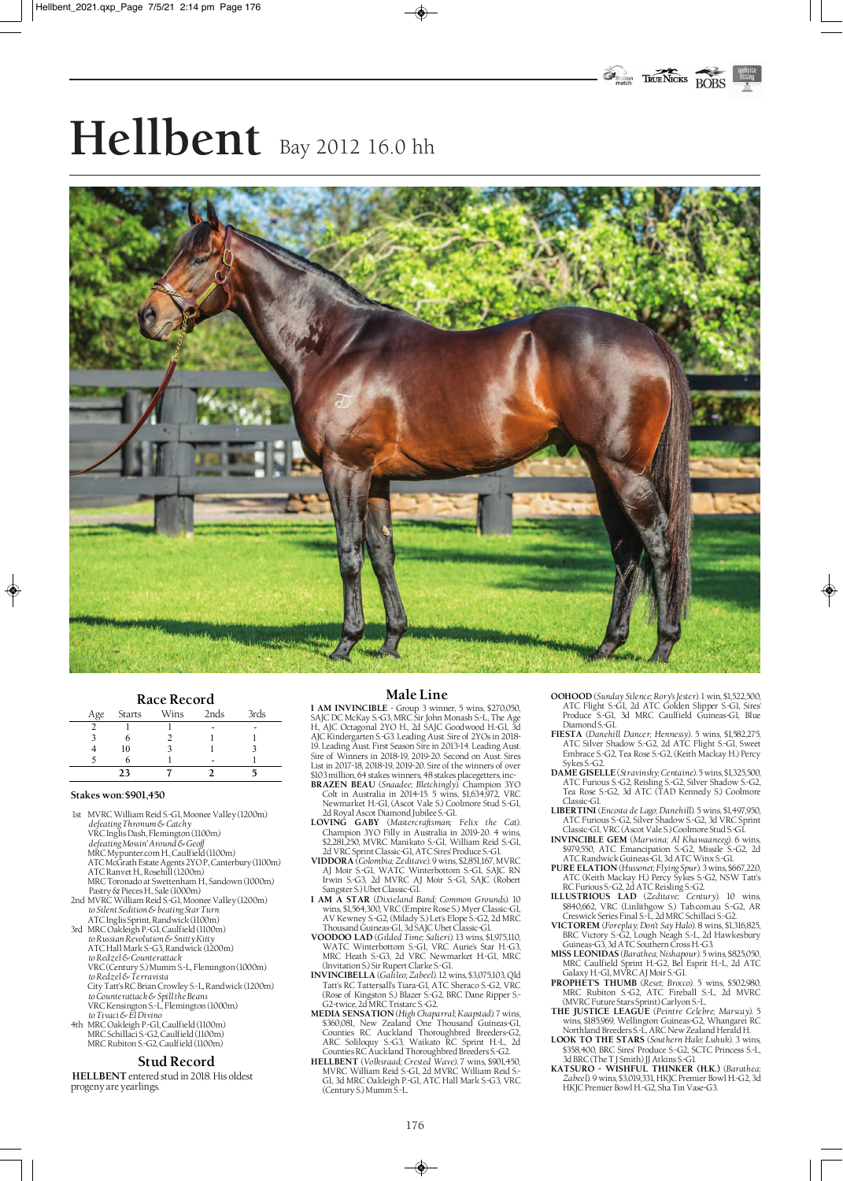# Hellbent Bay 2012 16.0 hh

## Race Record

| Age | Starts | Wins | 2nds | 3rds |
|---|---|---|---|---|
| 2 | 1 | 1 | - | - |
| 3 | 6 | 2 | 1 | 1 |
| 4 | 10 | 3 | 1 | 3 |
| 5 | 6 | 1 | - | 1 |
| | 23 | 7 | 2 | 5 |

**Stakes won: $901,450**

1st MVRC William Reid S-G1, Moonee Valley (1200m)
*defeating Thronum & Catchy*
VRC Inglis Dash, Flemington (1100m)
*defeating Mossin' Around & Geoff*
MRC Mypunter.com H, Caulfield (1100m)
ATC McGrath Estate Agents 2YO P, Canterbury (1100m)
ATC Ranvet H, Rosehill (1200m)
MRC Toronado at Swettenham H, Sandown (1000m)
Pastry & Pieces H, Sale (1000m)

2nd MVRC William Reid S-G1, Moonee Valley (1200m)
*to Silent Sedition & beating Star Turn*
ATC Inglis Sprint, Randwick (1100m)

3rd MRC Oakleigh P-G1, Caulfield (1100m)
*to Russian Revolution & Snitty Kitty*
ATC Hall Mark S-G3, Randwick (1200m)
*to Redzel & Counterattack*
VRC (Century S.) Mumm S-L, Flemington (1000m)
*to Redzel & Terravista*
City Tatt's RC Brian Crowley S-L, Randwick (1200m)
*to Counterattack & Spill the Beans*
VRC Kensington S-L, Flemington (1000m)
*to Tivaci & El Divino*

4th MRC Oakleigh P-G1, Caulfield (1100m)
MRC Schillaci S-G2, Caulfield (1100m)
MRC Rubiton S-G2, Caulfield (1100m)

## Stud Record

**HELLBENT** entered stud in 2018. His oldest progeny are yearlings.

## Male Line

**I AM INVINCIBLE** - Group 3 winner, 5 wins, $270,050, SAJC DC McKay S-G3, MRC Sir John Monash S-L, The Age H, AJC Octagonal 2YO H, 2d SAJC Goodwood H-G1, 3d AJC Kindergarten S-G3. Leading Aust. Sire of 2YOs in 2018-19. Leading Aust. First Season Sire in 2013-14. Leading Aust. Sire of Winners in 2018-19, 2019-20. Second on Aust. Sires List in 2017-18, 2018-19, 2019-20. Sire of the winners of over $103 million, 64 stakes winners, 48 stakes placegetters, inc-

**BRAZEN BEAU** (*Snaadee; Bletchingly*). Champion 3YO Colt in Australia in 2014-15. 5 wins, $1,634,972, VRC Newmarket H-G1, (Ascot Vale S.) Coolmore Stud S-G1, 2d Royal Ascot Diamond Jubilee S-G1.

**LOVING GABY** (*Mastercraftsman; Felix the Cat*). Champion 3YO Filly in Australia in 2019-20. 4 wins, $2,281,250, MVRC Manikato S-G1, William Reid S-G1, 2d VRC Sprint Classic-G1, ATC Sires' Produce S-G1.

**VIDDORA** (*Colombia; Zeditave*). 9 wins, $2,891,167, MVRC AJ Moir S-G1, WATC Winterbottom S-G1, SAJC RN Irwin S-G3, 2d MVRC AJ Moir S-G1, SAJC (Robert Sangster S.) Ubet Classic-G1.

**I AM A STAR** (*Dixieland Band; Common Grounds*). 10 wins, $1,564,300, VRC (Empire Rose S.) Myer Classic-G1, AV Kewney S-G2, (Milady S.) Let's Elope S-G2, 2d MRC Thousand Guineas-G1, 3d SAJC Ubet Classic-G1.

**VOODOO LAD** (*Gilded Time; Salieri*). 13 wins, $1,975,110, WATC Winterbottom S-G1, VRC Aurie's Star H-G3, MRC Heath S-G3, 2d VRC Newmarket H-G1, MRC (Invitation S.) Sir Rupert Clarke S-G1.

**INVINCIBELLA** (*Galileo; Zabeel*). 12 wins, $3,075,103, Qld Tatt's RC Tattersall's Tiara-G1, ATC Sheraco S-G2, VRC G2-twice, 2d MRC Tristarc S-G2.

**MEDIA SENSATION** (*High Chaparral; Kaapstad*). 7 wins, $360,081, New Zealand One Thousand Guineas-G1, Counties RC Auckland Thoroughbred Breeders-G2, ARC Soliloquy S-G3, Waikato RC Sprint H-L, 2d Counties RC Auckland Thoroughbred Breeders S-G2.

**HELLBENT** (*Volksraad; Crested Wave*). 7 wins, $901,450, MVRC William Reid S-G1, 2d MVRC William Reid S-G1, 3d MRC Oakleigh P-G1, ATC Hall Mark S-G3, VRC (Century S.) Mumm S-L.

**OOHOOD** (*Sunday Silence; Rory's Jester*). 1 win, $1,522,500, ATC Flight S-G1, 2d ATC Golden Slipper S-G1, Sires' Produce S-G1, 3d MRC Caulfield Guineas-G1, Blue Diamond S-G1.

**FIESTA** (*Danehill Dancer; Hennessy*). 5 wins, $1,582,275, ATC Silver Shadow S-G2, 2d ATC Flight S-G1, Sweet Embrace S-G2, Tea Rose S-G2, (Keith Mackay H.) Percy Sykes S-G2.

**DAME GISELLE** (*Stravinsky; Centaine*). 5 wins, $1,325,500, ATC Furious S-G2, Reisling S-G2, Silver Shadow S-G2, Tea Rose S-G2, 3d ATC (TAD Kennedy S.) Coolmore Classic-G1.

**LIBERTINI** (*Encosta de Lago; Danehill*). 5 wins, $1,497,950, ATC Furious S-G2, Silver Shadow S-G2, 3d VRC Sprint Classic-G1, VRC (Ascot Vale S.) Coolmore Stud S-G1.

**INVINCIBLE GEM** (*Marwina; Al Khawaaneeq*). 6 wins, $979,550, ATC Emancipation S-G2, Missile S-G2, 2d ATC Randwick Guineas-G1, 3d ATC Winx S-G1.

**PURE ELATION** (*Hussonet; Flying Spur*). 3 wins, $667,220, ATC (Keith Mackay H.) Percy Sykes S-G2, NSW Tatt's RC Furious S-G2, 2d ATC Reisling S-G2.

**ILLUSTRIOUS LAD** (*Zeditave; Century*). 10 wins, $840,662, VRC (Linlithgow S.) Tab.com.au S-G2, AR Creswick Series Final S-L, 2d MRC Schillaci S-G2.

**VICTOREM** (*Foreplay; Don't Say Halo*). 8 wins, $1,316,825, BRC Victory S-G2, Lough Neagh S-L, 2d Hawkesbury Guineas-G3, 3d ATC Southern Cross H-G3.

**MISS LEONIDAS** (*Barathea; Nishapour*). 5 wins, $825,050, MRC Caulfield Sprint H-G2, Bel Esprit H-L, 2d ATC Galaxy H-G1, MVRC AJ Moir S-G1.

**PROPHET'S THUMB** (*Reset; Brocco*). 5 wins, $502,980, MRC Rubiton S-G2, ATC Fireball S-L, 2d MVRC (MVRC Future Stars Sprint) Carlyon S-L.

**THE JUSTICE LEAGUE** (*Peintre Celebre; Marscay*). 5 wins, $185,969, Wellington Guineas-G2, Whangarei RC Northland Breeders S-L, ARC New Zealand Herald H.

**LOOK TO THE STARS** (*Southern Halo; Luhuk*). 3 wins, $358,400, BRC Sires' Produce S-G2, SCTC Princess S-L, 3d BRC (The T J Smith) JJ Atkins S-G1.

**KATSURO - WISHFUL THINKER (H.K.)** (*Barathea; Zabeel*). 9 wins, $3,019,331, HKJC Premier Bowl H-G2, 3d HKJC Premier Bowl H-G2, Sha Tin Vase-G3.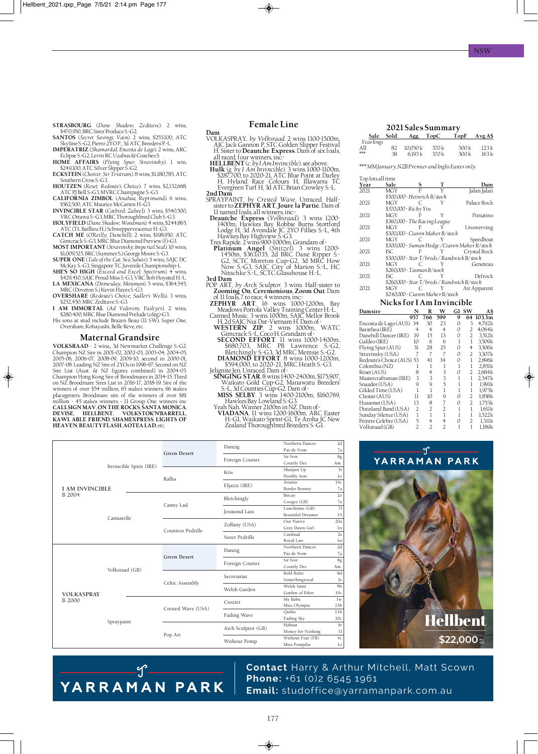**STRASBOURG** (*Dane Shadow; Zeditave*). 2 wins, $470,950, BRC Sires' Produce S.-G2.
**SANTOS** (*Secret Savings; Vain*). 2 wins, $255,100, ATC Skyline S.-G2, Pierro 2YO P., 3d ATC Breeders' P.-L.
**IMPERATRIZ** (*Shamardal; Encosta de Lago*). 2 wins, ARC Eclipse S.-G2, Levin RC Uzabus & Coaches S.
**HOME AFFAIRS** (*Flying Spur; Stravinsky*). 1 win, $249,100, ATC Silver Slipper S.-G2.
**ECKSTEIN** (*Choisir; Sir Tristram*). 8 wins, $1,180,785, ATC Southern Cross S.-G3.
**HOUTZEN** (*Reset; Redoute's Choice*). 7 wins, $2,132,668, ATC PJ Bell S.-G3, MVRC Champagne S.-G3.
**CALIFORNIA ZIMBOL** (*Anabaa; Reprimand*). 6 wins, $562,500, ATC Maurice McCarten H.-G3.
**INVINCIBLE STAR** (*Catbird; Zabeel*). 3 wins, $540,500, VRC Ottawa S.-G3, MRC Thoroughbred Club S.-G3.
**HOLYFIELD** (*Dane Shadow; Woodman*). 4 wins, $244,865, ATC (TL Baillieu H.) Schweppervescence H.-G3.
**CATCH ME** (*O'Reilly; Danehill*). 2 wins, $198,950, ATC Gimcrack S.-G3, MRC Blue Diamond Preview (f)-G3.
**MOST IMPORTANT** (*Stravinsky; Imperial Seal*). 10 wins, $1,009,525, BRC (Summer S.) George Moore S.-G3.
**SUPER ONE** (*Tale of the Cat; Sea Salute*). 5 wins, SAJC DC McKay S.-G3, Singapore TC Juvenile Championship-L.
**SHE'S SO HIGH** (*Exceed and Excel; Spectrum*). 4 wins, $429,410, SAJC Proud Miss S.-G3, VRC Bob Hoysted H.-L.
**LA MEXICANA** (*Domesday; Mossman*). 5 wins, $364,545, MRC (Doveton S.) Kevin Hayes S.-G3.
**OVERSHARE** (*Redoute's Choice; Sadler's Wells*). 3 wins, $252,450, MRC Zeditave S.-G3.
**I AM IMMORTAL** (*Ad Valorem; Fasliyev*). 2 wins, $280,400, MRC Blue Diamond Prelude (c&g)-G3.
His sons at stud include Brazen Beau (11 SW), Super One, Overshare, Kobayashi, Belle Reve, etc.

## Maternal Grandsire

**VOLKSRAAD** - 2 wins,, 3d Newmarket Challenge S.-G2. Champion NZ Sire in 2001-02, 2002-03, 2003-04, 2004-05, 2005-06, 2006-07, 2008-09, 2009-10, second in 2000-01, 2007-08. Leading NZ Sire of 2YOs in 1996-97. Second on NZ Sire List (Aust. & NZ figures combined) in 2004-05. Champion Hong Kong Sire of Broodmares in 2014-15. Third on NZ Broodmare Sires List in 2016-17, 2018-19. Sire of the winners of over $54 million, 65 stakes winners, 66 stakes placegetters. Broodmare sire of the winners of over $81 million - 45 stakes winners - 11 Group One winners inc **CALLSIGN MAV**, **ON THE ROCKS**, **SANTA MONICA**, **DEVISE**, **HELLBENT**, **VOLKSTOK'NBARRELL**, **KAWI**, **ABLE FRIEND**, **SHAMEXPRESS**, **LIGHTS OF HEAVEN**, **BEAUTY FLASH**, **AOTEA LAD**, etc.

## Female Line

**Dam**
VOLKASPRAY, *by Volksraad*. 2 wins 1100-1500m, AJC Jack Gannon P, STC Golden Slipper Festival H. Sister to **Deautche Express**. Dam of six foals, all raced, four winners, inc:-
**HELLBENT** (*c. by I Am Invincible*). see above.
**Hulk** (*g. by I Am Invincible*). 3 wins 1000-1100m, $287,700, to 2020-21, ATC Blue Point at Darley H, Hyland Race Colours H, Illawarra TC Everyone Turf H, 3d ATC Brian Crowley S.-L.

**2nd Dam**
SPRAYPAINT, *by Crested Wave*. Unraced. Half-sister to **ZEPHYR ART**, **Joure la Partie**. Dam of 11 named foals, all winners, inc:-
**Deautche Express** (*Volksraad*). 3 wins 1200-1400m, Hawkes Bay Robbie Burns Stortford Lodge H, 3d Avondale JC 2YO Fillies S.-L, 4th Hawkes Bay Highview S.-G3.
Tres Rapide. 2 wins 900-1000m. Grandam of-
**Platinum Angel** (*Snitzel*). 3 wins 1200-1450m, $363,035, 2d BRC Dane Ripper S.-G2, SCTC Moreton Cup-G2, 3d MRC How Now S.-G3, SAJC City of Marion S.-L, HC Nitschke S.-L, SCTC Glasshouse H.-L.

**3rd Dam**
POP ART, *by Arch Sculptor*. 3 wins. Half-sister to **Zooming On**, **Ceremonious**, **Zoom Out**. Dam of 11 foals, 7 to race, 4 winners, inc:-
**ZEPHYR ART**. 16 wins 1000-1200m, Bay Meadows Portola Valley Training Center H.-L.
Canned Music. 3 wins 1000m, SAJC Mellor Brook H, 2d SAJC Nui Dat-Vietnam H. Dam of-
**WESTERN ZIP**. 2 wins 1000m, WATC Gimcrack S.-L, Coco H. Grandam of-
**SECOND EFFORT**. 11 wins 1000-1400m, $680,703, MRC PB Lawrence S.-G2, Bletchingly S.-G3, 3d MRC Memsie S.-G2.
**DIAMOND EFFORT**. 8 wins 1000-1200m, $594,000, to 2020-21, MRC Heath S.-G3.
Jelignite Jen. Unraced. Dam of-
**SINGING STAR**. 8 wins 1400-2400m, $175,907, Waikato Gold Cup-G2, Manawatu Breeders' S.-L, 3d Counties Cup-G2. Dam of-
**MISS SELBY**. 3 wins 1400-2100m, $160,769, Hawkes Bay Lowland S.-G3.
Yeah Nah. Winner 2100m in NZ. Dam of-
**VIADANA**. 11 wins 1200-1600m, ARC Easter H.-G1, Waikato Sprint-G1, Te Aroha JC New Zealand Thoroughbred Breeders' S.-G1.

## 2021 Sales Summary

| Sale | Sold | Agg | TopC | TopF | Avg A$ |
|---|---|---|---|---|---|
| *Yearlings* | | | | | |
| All | 82 | 10,050 k | 370 k | 500 k | 123 k |
| *** | 38 | 6,193 k | 370 k | 500 k | 163 k |

****** *MM January, NZB Premier and Inglis Easter only.*

Top lots all time

| Year | Sale | S | T | Dam |
|---|---|---|---|---|
| 2021 | MGY | F | Y | Jalan Jalan |
| | $500,000 - Heinrich B/stock | | | |
| 2021 | MGY | C | Y | Palace Rock |
| | $370,000 - Ricky Yiu | | | |
| 2021 | MGY | F | Y | Fimatino |
| | $360,000 - The Racing League | | | |
| 2021 | MGY | F | Y | Unswerving |
| | $300,000 - Ciaron Maher B/stock | | | |
| 2021 | MGY | C | Y | Speedboat |
| | $300,000 - Suman Hedge / Ciaron Maher B/stock | | | |
| 2021 | ISC | F | Y | Crystal Rock |
| | $300,000 - Star T/breds / Randwick B/stock | | | |
| 2021 | MGY | C | Y | Geneteau |
| | $260,000 - Tasman B/stock | | | |
| 2021 | ISC | C | Y | Defrock |
| | $260,000 - Star T/breds / Randwick B/stock | | | |
| 2021 | MGY | C | Y | Air Apparent |
| | $240,000 - Ciaron Maher B/stock | | | |

## Nicks for I Am Invincible

| Damsire | N | R | W | G1 | SW | A$ |
|---|---|---|---|---|---|---|
| | 957 | 766 | 599 | 9 | 64 | 103.3m |
| Encosta de Lago (AUS) | 34 | 30 | 23 | 0 | 3 | 4,792k |
| Barathea (IRE) | 4 | 4 | 4 | 0 | 2 | 4,064k |
| Danehill Dancer (IRE) | 19 | 15 | 13 | 0 | 2 | 3,512k |
| Galileo (IRE) | 10 | 6 | 6 | 1 | 1 | 3,509k |
| Flying Spur (AUS) | 31 | 28 | 25 | 0 | 4 | 3,506k |
| Stravinsky (USA) | 7 | 7 | 7 | 0 | 2 | 3,307k |
| Redoute's Choice (AUS) | 53 | 41 | 34 | 0 | 1 | 2,896k |
| Colombia (NZ) | 1 | 1 | 1 | 1 | 1 | 2,851k |
| Reset (AUS) | 8 | 4 | 3 | 0 | 2 | 2,684k |
| Mastercraftsman (IRE) | 3 | 3 | 3 | 1 | 1 | 2,347k |
| Snaadee (USA) | 9 | 9 | 5 | 1 | 1 | 1,991k |
| Gilded Time (USA) | 1 | 1 | 1 | 1 | 1 | 1,975k |
| Choisir (AUS) | 11 | 10 | 9 | 0 | 2 | 1,858k |
| Hussonet (USA) | 13 | 8 | 7 | 0 | 2 | 1,753k |
| Dixieland Band (USA) | 2 | 2 | 2 | 1 | 1 | 1,611k |
| Sunday Silence (USA) | 1 | 1 | 1 | 1 | 1 | 1,522k |
| Peintre Celebre (USA) | 5 | 4 | 4 | 0 | 2 | 1,311k |
| Volksraad (GB) | 2 | 2 | 2 | 1 | 1 | 1,189k |

| | | | | |
|---|---|---|---|---|
| I AM INVINCIBLE B 2004 | Invincible Spirit (IRE) | Green Desert | Danzig | Northern Dancer 2d |
| | | | | Pas de Nom 7a |
| | | | Foreign Courier | Sir Ivor 8g |
| | | | | Courtly Dee Am. |
| | | Rafha | Kris | Sharpen Up 5i |
| | | | | Doubly Sure 2o |
| | | | Eljazzi (IRE) | Artaius 14c |
| | | | | Border Bounty 7a |
| | Cannarelle | Canny Lad | Bletchingly | Biscay 2o |
| | | | | Coogee (GB) 7a |
| | | | Jesmond Lass | Lunchtime (GB) 7f |
| | | | | Beautiful Dreamer 14 |
| | | Countess Pedrille | Zoffany (USA) | Our Native 20a |
| | | | | Grey Dawn Girl 1n |
| | | | Sister Pedrille | Cardinal 2s |
| | | | | Royal Law 1n |
| VOLKASPRAY B 2000 | Volksraad (GB) | Green Desert | Danzig | Northern Dancer 2d |
| | | | | Pas de Nom 7a |
| | | | Foreign Courier | Sir Ivor 8g |
| | | | | Courtly Dee Am. |
| | | Celtic Assembly | Secretariat | Bold Ruler 8d |
| | | | | Somethingroyal 2s |
| | | | Welsh Garden | Welsh Saint 9h |
| | | | | Garden of Eden 10c |
| | Spraypaint | Crested Wave (USA) | Crozier | My Babu 1w |
| | | | | Miss Olympia 23b |
| | | | Fading Wave | Quibu 11b |
| | | | | Fading Sky 20c |
| | | Pop Art | Arch Sculptor (GB) | Habitat 4r |
| | | | | Money for Nothing 11 |
| | | | Without Pomp | Without Fear (FR) 4c |
| | | | | Miss Pompilia 1o |

YARRAMAN PARK

Hellbent

$22,000 inc GST

YARRAMAN PARK

**Contact** Harry & Arthur Mitchell, Matt Scown
**Phone:** +61 (0)2 6545 1961
**Email:** studoffice@yarramanpark.com.au